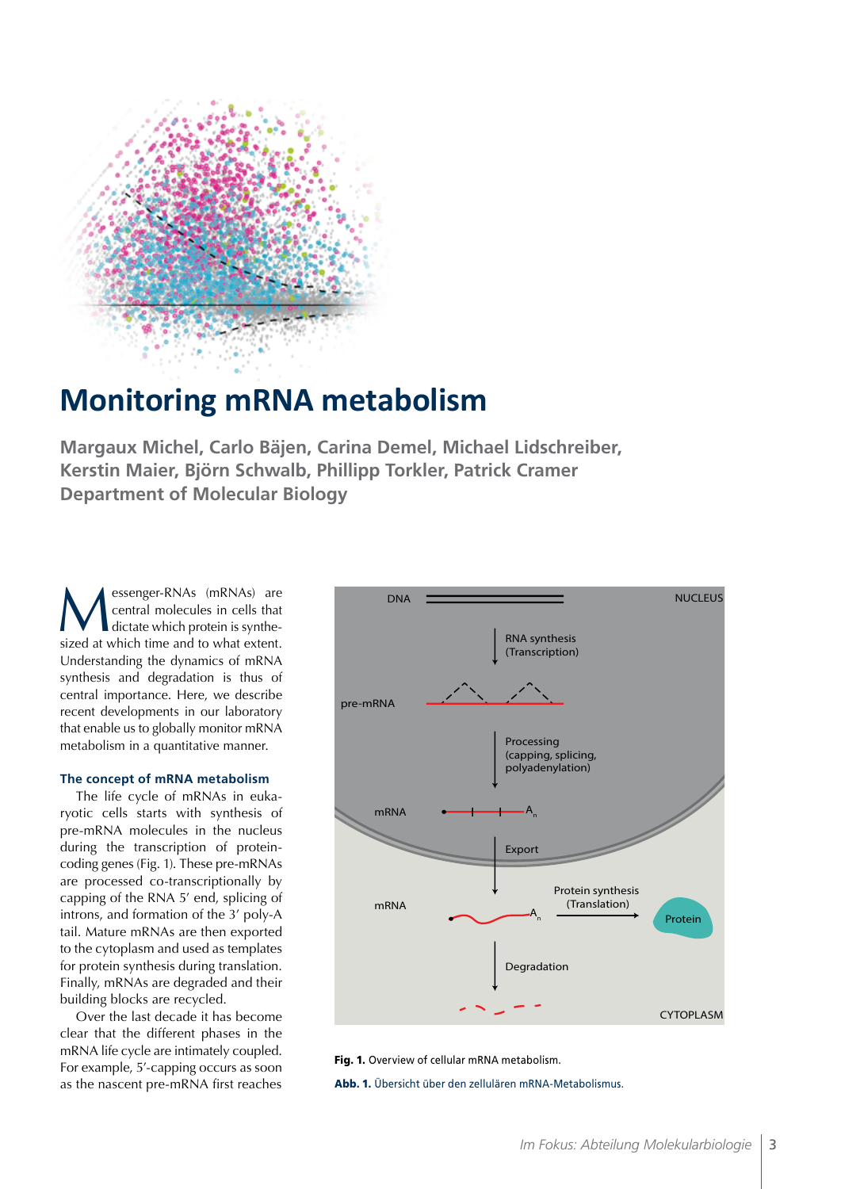# Monitoring mRNA metabolism

**Margaux Michel, Carlo Bäjen, Carina Demel, Michael Lidschreiber, Kerstin Maier, Björn Schwalb, Phillipp Torkler, Patrick Cramer**
**Department of Molecular Biology**

Messenger-RNAs (mRNAs) are central molecules in cells that dictate which protein is synthesized at which time and to what extent. Understanding the dynamics of mRNA synthesis and degradation is thus of central importance. Here, we describe recent developments in our laboratory that enable us to globally monitor mRNA metabolism in a quantitative manner.

### The concept of mRNA metabolism

The life cycle of mRNAs in eukaryotic cells starts with synthesis of pre-mRNA molecules in the nucleus during the transcription of protein-coding genes (Fig. 1). These pre-mRNAs are processed co-transcriptionally by capping of the RNA 5′ end, splicing of introns, and formation of the 3′ poly-A tail. Mature mRNAs are then exported to the cytoplasm and used as templates for protein synthesis during translation. Finally, mRNAs are degraded and their building blocks are recycled.

Over the last decade it has become clear that the different phases in the mRNA life cycle are intimately coupled. For example, 5′-capping occurs as soon as the nascent pre-mRNA first reaches

**Fig. 1.** Overview of cellular mRNA metabolism.

**Abb. 1.** Übersicht über den zellulären mRNA-Metabolismus.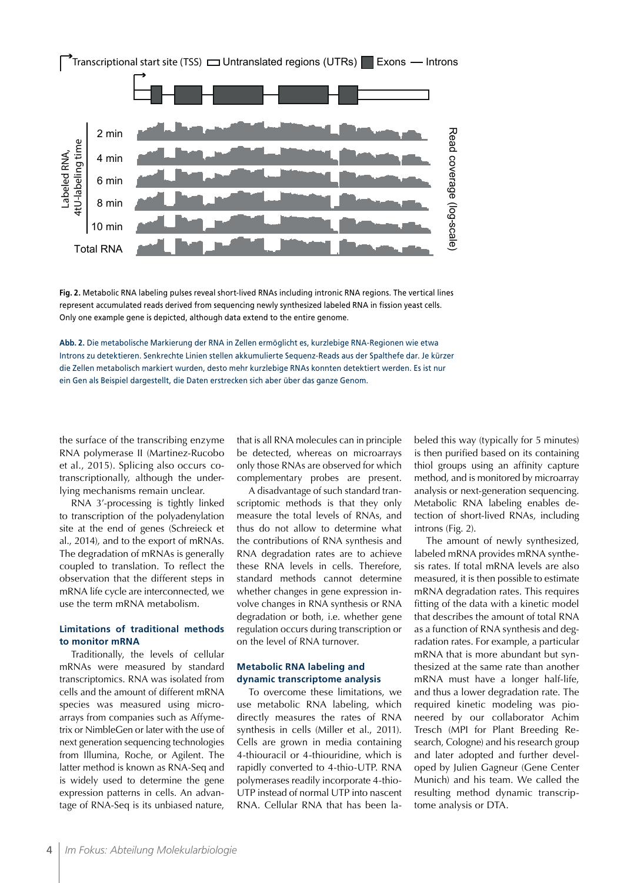**Fig. 2.** Metabolic RNA labeling pulses reveal short-lived RNAs including intronic RNA regions. The vertical lines represent accumulated reads derived from sequencing newly synthesized labeled RNA in fission yeast cells. Only one example gene is depicted, although data extend to the entire genome.

**Abb. 2.** Die metabolische Markierung der RNA in Zellen ermöglicht es, kurzlebige RNA-Regionen wie etwa Introns zu detektieren. Senkrechte Linien stellen akkumulierte Sequenz-Reads aus der Spalthefe dar. Je kürzer die Zellen metabolisch markiert wurden, desto mehr kurzlebige RNAs konnten detektiert werden. Es ist nur ein Gen als Beispiel dargestellt, die Daten erstrecken sich aber über das ganze Genom.

the surface of the transcribing enzyme RNA polymerase II (Martinez-Rucobo et al., 2015). Splicing also occurs co-transcriptionally, although the underlying mechanisms remain unclear.

RNA 3′-processing is tightly linked to transcription of the polyadenylation site at the end of genes (Schreieck et al., 2014), and to the export of mRNAs. The degradation of mRNAs is generally coupled to translation. To reflect the observation that the different steps in mRNA life cycle are interconnected, we use the term mRNA metabolism.

### Limitations of traditional methods to monitor mRNA

Traditionally, the levels of cellular mRNAs were measured by standard transcriptomics. RNA was isolated from cells and the amount of different mRNA species was measured using microarrays from companies such as Affymetrix or NimbleGen or later with the use of next generation sequencing technologies from Illumina, Roche, or Agilent. The latter method is known as RNA-Seq and is widely used to determine the gene expression patterns in cells. An advantage of RNA-Seq is its unbiased nature, that is all RNA molecules can in principle be detected, whereas on microarrays only those RNAs are observed for which complementary probes are present.

A disadvantage of such standard transcriptomic methods is that they only measure the total levels of RNAs, and thus do not allow to determine what the contributions of RNA synthesis and RNA degradation rates are to achieve these RNA levels in cells. Therefore, standard methods cannot determine whether changes in gene expression involve changes in RNA synthesis or RNA degradation or both, i.e. whether gene regulation occurs during transcription or on the level of RNA turnover.

### Metabolic RNA labeling and dynamic transcriptome analysis

To overcome these limitations, we use metabolic RNA labeling, which directly measures the rates of RNA synthesis in cells (Miller et al., 2011). Cells are grown in media containing 4-thiouracil or 4-thiouridine, which is rapidly converted to 4-thio-UTP. RNA polymerases readily incorporate 4-thio-UTP instead of normal UTP into nascent RNA. Cellular RNA that has been labeled this way (typically for 5 minutes) is then purified based on its containing thiol groups using an affinity capture method, and is monitored by microarray analysis or next-generation sequencing. Metabolic RNA labeling enables detection of short-lived RNAs, including introns (Fig. 2).

The amount of newly synthesized, labeled mRNA provides mRNA synthesis rates. If total mRNA levels are also measured, it is then possible to estimate mRNA degradation rates. This requires fitting of the data with a kinetic model that describes the amount of total RNA as a function of RNA synthesis and degradation rates. For example, a particular mRNA that is more abundant but synthesized at the same rate than another mRNA must have a longer half-life, and thus a lower degradation rate. The required kinetic modeling was pioneered by our collaborator Achim Tresch (MPI for Plant Breeding Research, Cologne) and his research group and later adopted and further developed by Julien Gagneur (Gene Center Munich) and his team. We called the resulting method dynamic transcriptome analysis or DTA.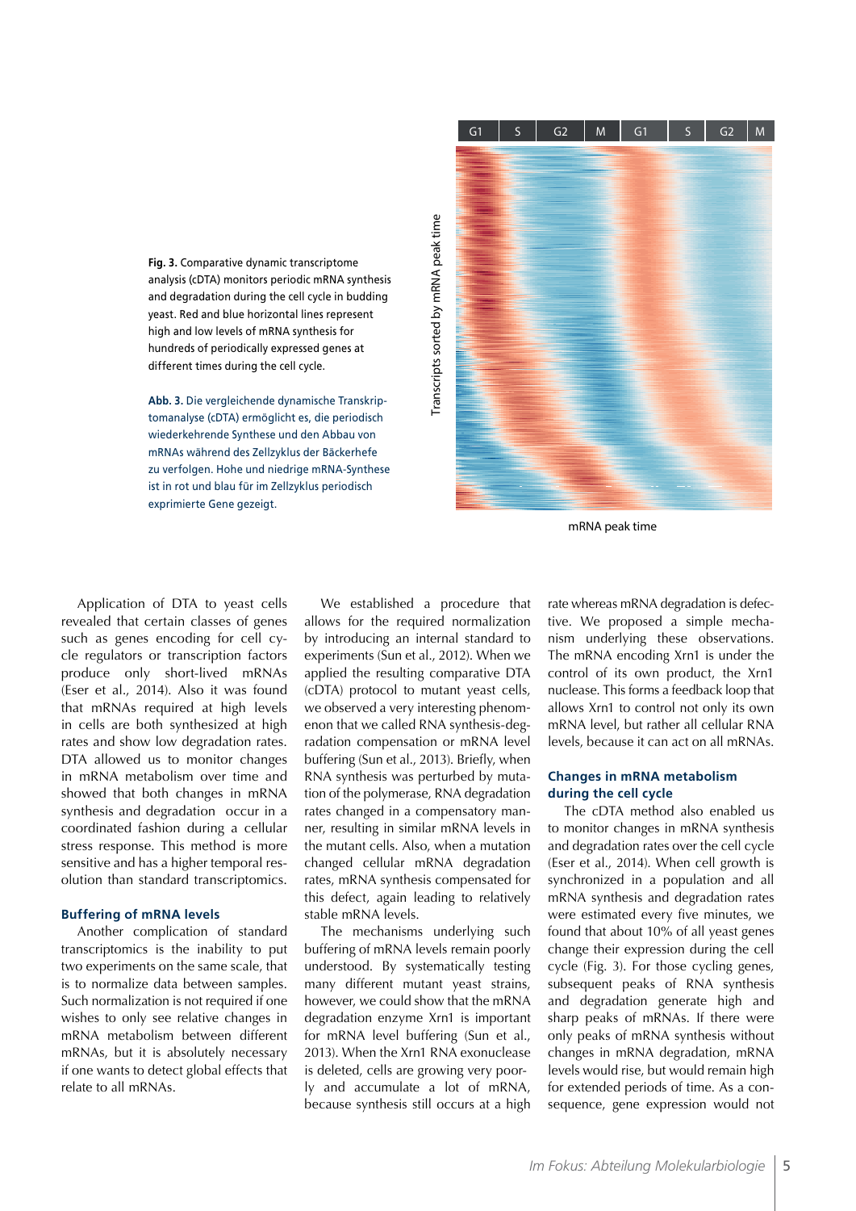**Fig. 3.** Comparative dynamic transcriptome analysis (cDTA) monitors periodic mRNA synthesis and degradation during the cell cycle in budding yeast. Red and blue horizontal lines represent high and low levels of mRNA synthesis for hundreds of periodically expressed genes at different times during the cell cycle.

**Abb. 3.** Die vergleichende dynamische Transkriptomanalyse (cDTA) ermöglicht es, die periodisch wiederkehrende Synthese und den Abbau von mRNAs während des Zellzyklus der Bäckerhefe zu verfolgen. Hohe und niedrige mRNA-Synthese ist in rot und blau für im Zellzyklus periodisch exprimierte Gene gezeigt.

Application of DTA to yeast cells revealed that certain classes of genes such as genes encoding for cell cycle regulators or transcription factors produce only short-lived mRNAs (Eser et al., 2014). Also it was found that mRNAs required at high levels in cells are both synthesized at high rates and show low degradation rates. DTA allowed us to monitor changes in mRNA metabolism over time and showed that both changes in mRNA synthesis and degradation occur in a coordinated fashion during a cellular stress response. This method is more sensitive and has a higher temporal resolution than standard transcriptomics.

## Buffering of mRNA levels

Another complication of standard transcriptomics is the inability to put two experiments on the same scale, that is to normalize data between samples. Such normalization is not required if one wishes to only see relative changes in mRNA metabolism between different mRNAs, but it is absolutely necessary if one wants to detect global effects that relate to all mRNAs.

We established a procedure that allows for the required normalization by introducing an internal standard to experiments (Sun et al., 2012). When we applied the resulting comparative DTA (cDTA) protocol to mutant yeast cells, we observed a very interesting phenomenon that we called RNA synthesis-degradation compensation or mRNA level buffering (Sun et al., 2013). Briefly, when RNA synthesis was perturbed by mutation of the polymerase, RNA degradation rates changed in a compensatory manner, resulting in similar mRNA levels in the mutant cells. Also, when a mutation changed cellular mRNA degradation rates, mRNA synthesis compensated for this defect, again leading to relatively stable mRNA levels.

The mechanisms underlying such buffering of mRNA levels remain poorly understood. By systematically testing many different mutant yeast strains, however, we could show that the mRNA degradation enzyme Xrn1 is important for mRNA level buffering (Sun et al., 2013). When the Xrn1 RNA exonuclease is deleted, cells are growing very poorly and accumulate a lot of mRNA, because synthesis still occurs at a high rate whereas mRNA degradation is defective. We proposed a simple mechanism underlying these observations. The mRNA encoding Xrn1 is under the control of its own product, the Xrn1 nuclease. This forms a feedback loop that allows Xrn1 to control not only its own mRNA level, but rather all cellular RNA levels, because it can act on all mRNAs.

## Changes in mRNA metabolism during the cell cycle

The cDTA method also enabled us to monitor changes in mRNA synthesis and degradation rates over the cell cycle (Eser et al., 2014). When cell growth is synchronized in a population and all mRNA synthesis and degradation rates were estimated every five minutes, we found that about 10% of all yeast genes change their expression during the cell cycle (Fig. 3). For those cycling genes, subsequent peaks of RNA synthesis and degradation generate high and sharp peaks of mRNAs. If there were only peaks of mRNA synthesis without changes in mRNA degradation, mRNA levels would rise, but would remain high for extended periods of time. As a consequence, gene expression would not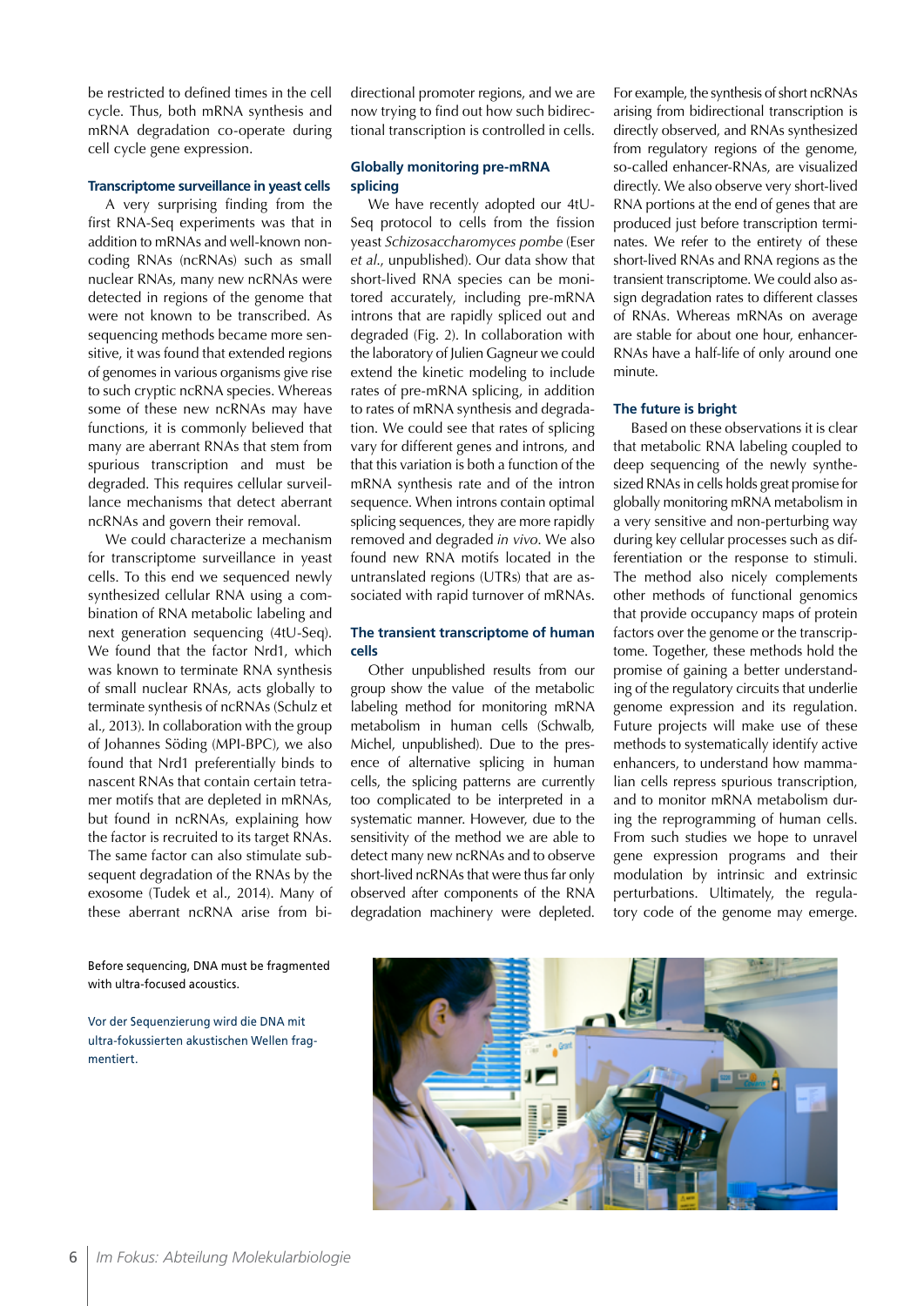be restricted to defined times in the cell cycle. Thus, both mRNA synthesis and mRNA degradation co-operate during cell cycle gene expression.

### Transcriptome surveillance in yeast cells

A very surprising finding from the first RNA-Seq experiments was that in addition to mRNAs and well-known non-coding RNAs (ncRNAs) such as small nuclear RNAs, many new ncRNAs were detected in regions of the genome that were not known to be transcribed. As sequencing methods became more sensitive, it was found that extended regions of genomes in various organisms give rise to such cryptic ncRNA species. Whereas some of these new ncRNAs may have functions, it is commonly believed that many are aberrant RNAs that stem from spurious transcription and must be degraded. This requires cellular surveillance mechanisms that detect aberrant ncRNAs and govern their removal.

We could characterize a mechanism for transcriptome surveillance in yeast cells. To this end we sequenced newly synthesized cellular RNA using a combination of RNA metabolic labeling and next generation sequencing (4tU-Seq). We found that the factor Nrd1, which was known to terminate RNA synthesis of small nuclear RNAs, acts globally to terminate synthesis of ncRNAs (Schulz et al., 2013). In collaboration with the group of Johannes Söding (MPI-BPC), we also found that Nrd1 preferentially binds to nascent RNAs that contain certain tetramer motifs that are depleted in mRNAs, but found in ncRNAs, explaining how the factor is recruited to its target RNAs. The same factor can also stimulate subsequent degradation of the RNAs by the exosome (Tudek et al., 2014). Many of these aberrant ncRNA arise from bidirectional promoter regions, and we are now trying to find out how such bidirectional transcription is controlled in cells.

### Globally monitoring pre-mRNA splicing

We have recently adopted our 4tU-Seq protocol to cells from the fission yeast *Schizosaccharomyces pombe* (Eser *et al.*, unpublished). Our data show that short-lived RNA species can be monitored accurately, including pre-mRNA introns that are rapidly spliced out and degraded (Fig. 2). In collaboration with the laboratory of Julien Gagneur we could extend the kinetic modeling to include rates of pre-mRNA splicing, in addition to rates of mRNA synthesis and degradation. We could see that rates of splicing vary for different genes and introns, and that this variation is both a function of the mRNA synthesis rate and of the intron sequence. When introns contain optimal splicing sequences, they are more rapidly removed and degraded *in vivo*. We also found new RNA motifs located in the untranslated regions (UTRs) that are associated with rapid turnover of mRNAs.

### The transient transcriptome of human cells

Other unpublished results from our group show the value of the metabolic labeling method for monitoring mRNA metabolism in human cells (Schwalb, Michel, unpublished). Due to the presence of alternative splicing in human cells, the splicing patterns are currently too complicated to be interpreted in a systematic manner. However, due to the sensitivity of the method we are able to detect many new ncRNAs and to observe short-lived ncRNAs that were thus far only observed after components of the RNA degradation machinery were depleted. For example, the synthesis of short ncRNAs arising from bidirectional transcription is directly observed, and RNAs synthesized from regulatory regions of the genome, so-called enhancer-RNAs, are visualized directly. We also observe very short-lived RNA portions at the end of genes that are produced just before transcription terminates. We refer to the entirety of these short-lived RNAs and RNA regions as the transient transcriptome. We could also assign degradation rates to different classes of RNAs. Whereas mRNAs on average are stable for about one hour, enhancer-RNAs have a half-life of only around one minute.

### The future is bright

Based on these observations it is clear that metabolic RNA labeling coupled to deep sequencing of the newly synthesized RNAs in cells holds great promise for globally monitoring mRNA metabolism in a very sensitive and non-perturbing way during key cellular processes such as differentiation or the response to stimuli. The method also nicely complements other methods of functional genomics that provide occupancy maps of protein factors over the genome or the transcriptome. Together, these methods hold the promise of gaining a better understanding of the regulatory circuits that underlie genome expression and its regulation. Future projects will make use of these methods to systematically identify active enhancers, to understand how mammalian cells repress spurious transcription, and to monitor mRNA metabolism during the reprogramming of human cells. From such studies we hope to unravel gene expression programs and their modulation by intrinsic and extrinsic perturbations. Ultimately, the regulatory code of the genome may emerge.

Before sequencing, DNA must be fragmented with ultra-focused acoustics.

Vor der Sequenzierung wird die DNA mit ultra-fokussierten akustischen Wellen fragmentiert.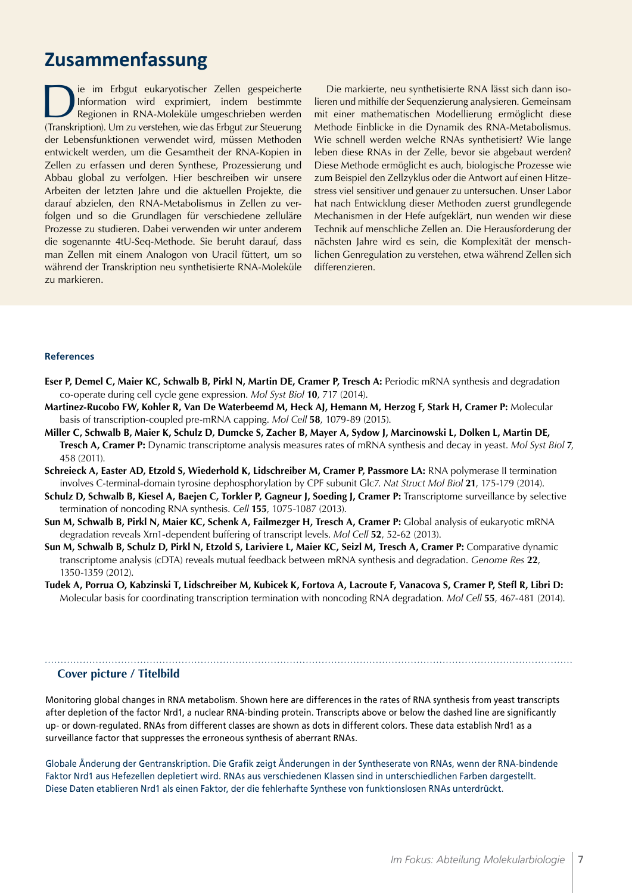## Zusammenfassung

Die im Erbgut eukaryotischer Zellen gespeicherte Information wird exprimiert, indem bestimmte Regionen in RNA-Moleküle umgeschrieben werden (Transkription). Um zu verstehen, wie das Erbgut zur Steuerung der Lebensfunktionen verwendet wird, müssen Methoden entwickelt werden, um die Gesamtheit der RNA-Kopien in Zellen zu erfassen und deren Synthese, Prozessierung und Abbau global zu verfolgen. Hier beschreiben wir unsere Arbeiten der letzten Jahre und die aktuellen Projekte, die darauf abzielen, den RNA-Metabolismus in Zellen zu verfolgen und so die Grundlagen für verschiedene zelluläre Prozesse zu studieren. Dabei verwenden wir unter anderem die sogenannte 4tU-Seq-Methode. Sie beruht darauf, dass man Zellen mit einem Analogon von Uracil füttert, um so während der Transkription neu synthetisierte RNA-Moleküle zu markieren.

Die markierte, neu synthetisierte RNA lässt sich dann isolieren und mithilfe der Sequenzierung analysieren. Gemeinsam mit einer mathematischen Modellierung ermöglicht diese Methode Einblicke in die Dynamik des RNA-Metabolismus. Wie schnell werden welche RNAs synthetisiert? Wie lange leben diese RNAs in der Zelle, bevor sie abgebaut werden? Diese Methode ermöglicht es auch, biologische Prozesse wie zum Beispiel den Zellzyklus oder die Antwort auf einen Hitzestress viel sensitiver und genauer zu untersuchen. Unser Labor hat nach Entwicklung dieser Methoden zuerst grundlegende Mechanismen in der Hefe aufgeklärt, nun wenden wir diese Technik auf menschliche Zellen an. Die Herausforderung der nächsten Jahre wird es sein, die Komplexität der menschlichen Genregulation zu verstehen, etwa während Zellen sich differenzieren.

### References

**Eser P, Demel C, Maier KC, Schwalb B, Pirkl N, Martin DE, Cramer P, Tresch A:** Periodic mRNA synthesis and degradation co-operate during cell cycle gene expression. *Mol Syst Biol* **10**, 717 (2014).

**Martinez-Rucobo FW, Kohler R, Van De Waterbeemd M, Heck AJ, Hemann M, Herzog F, Stark H, Cramer P:** Molecular basis of transcription-coupled pre-mRNA capping. *Mol Cell* **58**, 1079-89 (2015).

**Miller C, Schwalb B, Maier K, Schulz D, Dumcke S, Zacher B, Mayer A, Sydow J, Marcinowski L, Dolken L, Martin DE, Tresch A, Cramer P:** Dynamic transcriptome analysis measures rates of mRNA synthesis and decay in yeast. *Mol Syst Biol* **7**, 458 (2011).

**Schreieck A, Easter AD, Etzold S, Wiederhold K, Lidschreiber M, Cramer P, Passmore LA:** RNA polymerase II termination involves C-terminal-domain tyrosine dephosphorylation by CPF subunit Glc7. *Nat Struct Mol Biol* **21**, 175-179 (2014).

**Schulz D, Schwalb B, Kiesel A, Baejen C, Torkler P, Gagneur J, Soeding J, Cramer P:** Transcriptome surveillance by selective termination of noncoding RNA synthesis. *Cell* **155**, 1075-1087 (2013).

**Sun M, Schwalb B, Pirkl N, Maier KC, Schenk A, Failmezger H, Tresch A, Cramer P:** Global analysis of eukaryotic mRNA degradation reveals Xrn1-dependent buffering of transcript levels. *Mol Cell* **52**, 52-62 (2013).

**Sun M, Schwalb B, Schulz D, Pirkl N, Etzold S, Lariviere L, Maier KC, Seizl M, Tresch A, Cramer P:** Comparative dynamic transcriptome analysis (cDTA) reveals mutual feedback between mRNA synthesis and degradation. *Genome Res* **22**, 1350-1359 (2012).

**Tudek A, Porrua O, Kabzinski T, Lidschreiber M, Kubicek K, Fortova A, Lacroute F, Vanacova S, Cramer P, Stefl R, Libri D:** Molecular basis for coordinating transcription termination with noncoding RNA degradation. *Mol Cell* **55**, 467-481 (2014).

### Cover picture / Titelbild

Monitoring global changes in RNA metabolism. Shown here are differences in the rates of RNA synthesis from yeast transcripts after depletion of the factor Nrd1, a nuclear RNA-binding protein. Transcripts above or below the dashed line are significantly up- or down-regulated. RNAs from different classes are shown as dots in different colors. These data establish Nrd1 as a surveillance factor that suppresses the erroneous synthesis of aberrant RNAs.

Globale Änderung der Gentranskription. Die Grafik zeigt Änderungen in der Syntheserate von RNAs, wenn der RNA-bindende Faktor Nrd1 aus Hefezellen depletiert wird. RNAs aus verschiedenen Klassen sind in unterschiedlichen Farben dargestellt. Diese Daten etablieren Nrd1 als einen Faktor, der die fehlerhafte Synthese von funktionslosen RNAs unterdrückt.